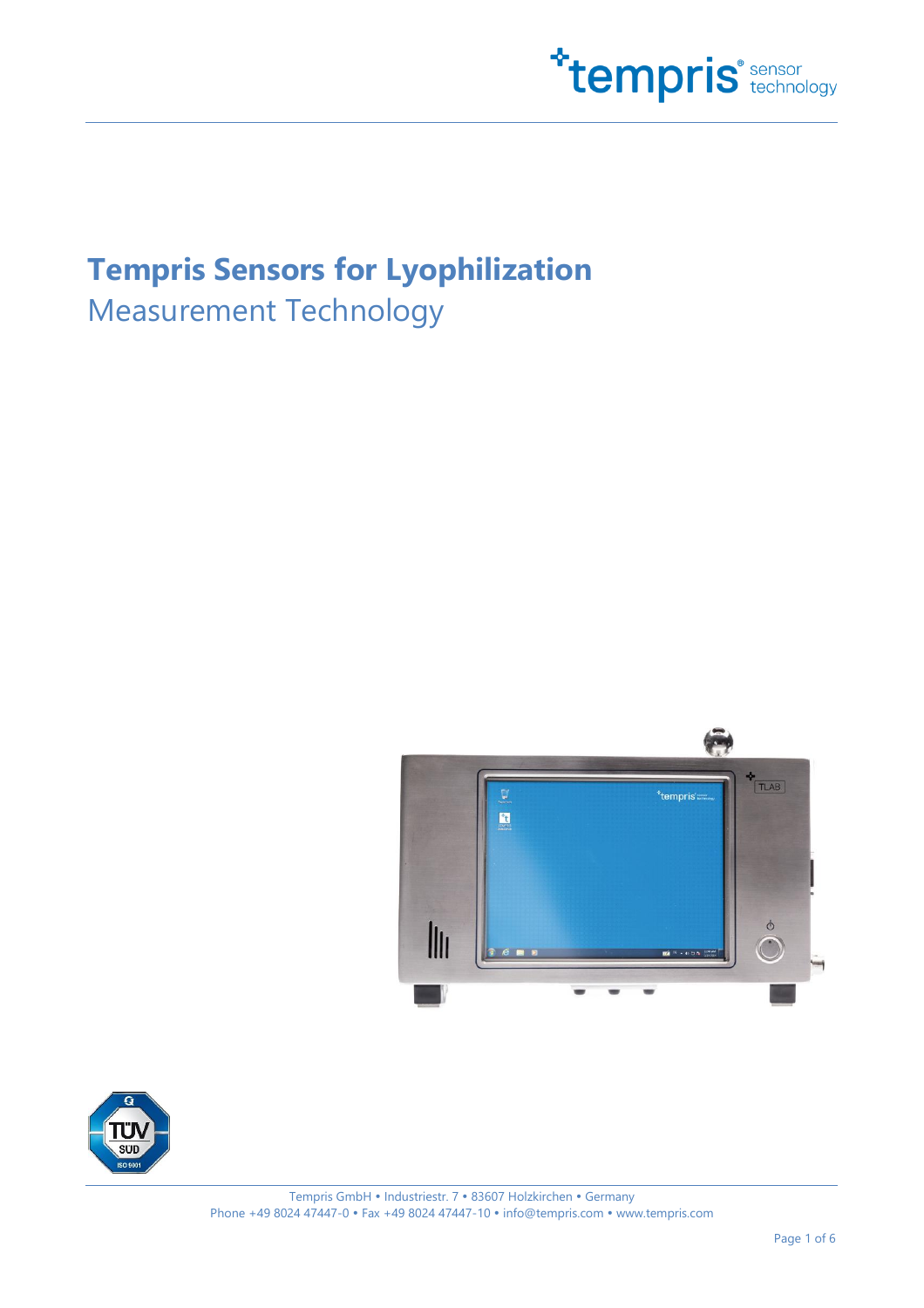# Tempris Sensors for Lyophilization

## Measurement Technology

Tempris GmbH • Industriestr. 7 • 83607 Holzkirchen • Germany
Phone +49 8024 47447-0 • Fax +49 8024 47447-10 • info@tempris.com • www.tempris.com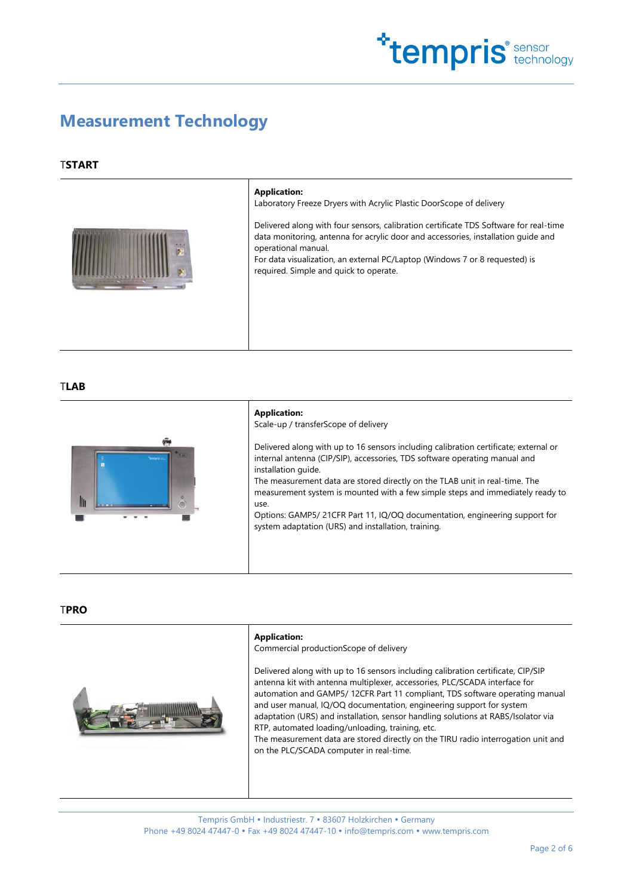# Measurement Technology

## TSTART

**Application:**
Laboratory Freeze Dryers with Acrylic Plastic DoorScope of delivery

Delivered along with four sensors, calibration certificate TDS Software for real-time data monitoring, antenna for acrylic door and accessories, installation guide and operational manual.
For data visualization, an external PC/Laptop (Windows 7 or 8 requested) is required. Simple and quick to operate.

## TLAB

**Application:**
Scale-up / transferScope of delivery

Delivered along with up to 16 sensors including calibration certificate; external or internal antenna (CIP/SIP), accessories, TDS software operating manual and installation guide.
The measurement data are stored directly on the TLAB unit in real-time. The measurement system is mounted with a few simple steps and immediately ready to use.
Options: GAMP5/ 21CFR Part 11, IQ/OQ documentation, engineering support for system adaptation (URS) and installation, training.

## TPRO

**Application:**
Commercial productionScope of delivery

Delivered along with up to 16 sensors including calibration certificate, CIP/SIP antenna kit with antenna multiplexer, accessories, PLC/SCADA interface for automation and GAMP5/ 12CFR Part 11 compliant, TDS software operating manual and user manual, IQ/OQ documentation, engineering support for system adaptation (URS) and installation, sensor handling solutions at RABS/Isolator via RTP, automated loading/unloading, training, etc.
The measurement data are stored directly on the TIRU radio interrogation unit and on the PLC/SCADA computer in real-time.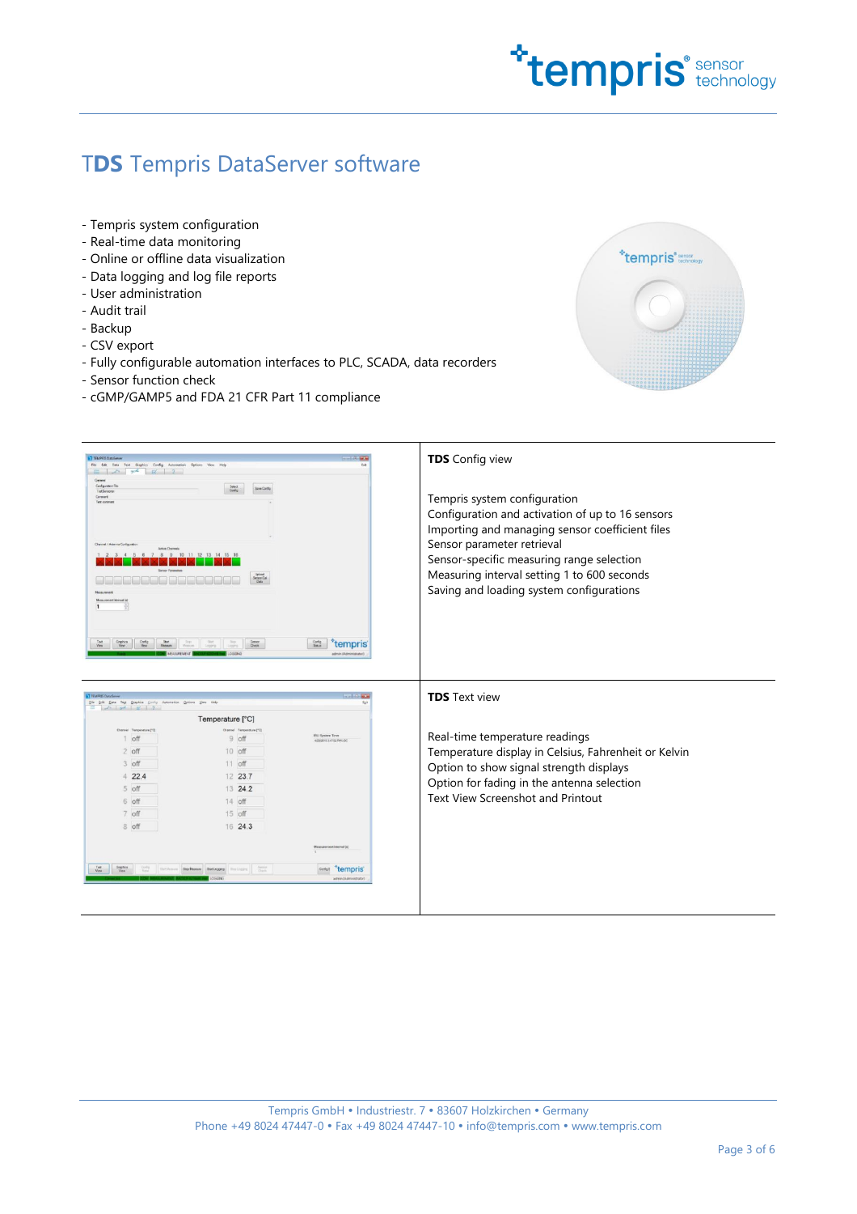# TDS Tempris DataServer software

- Tempris system configuration
- Real-time data monitoring
- Online or offline data visualization
- Data logging and log file reports
- User administration
- Audit trail
- Backup
- CSV export
- Fully configurable automation interfaces to PLC, SCADA, data recorders
- Sensor function check
- cGMP/GAMP5 and FDA 21 CFR Part 11 compliance

**TDS** Config view

Tempris system configuration
Configuration and activation of up to 16 sensors
Importing and managing sensor coefficient files
Sensor parameter retrieval
Sensor-specific measuring range selection
Measuring interval setting 1 to 600 seconds
Saving and loading system configurations

**TDS** Text view

Real-time temperature readings
Temperature display in Celsius, Fahrenheit or Kelvin
Option to show signal strength displays
Option for fading in the antenna selection
Text View Screenshot and Printout

Tempris GmbH • Industriestr. 7 • 83607 Holzkirchen • Germany
Phone +49 8024 47447-0 • Fax +49 8024 47447-10 • info@tempris.com • www.tempris.com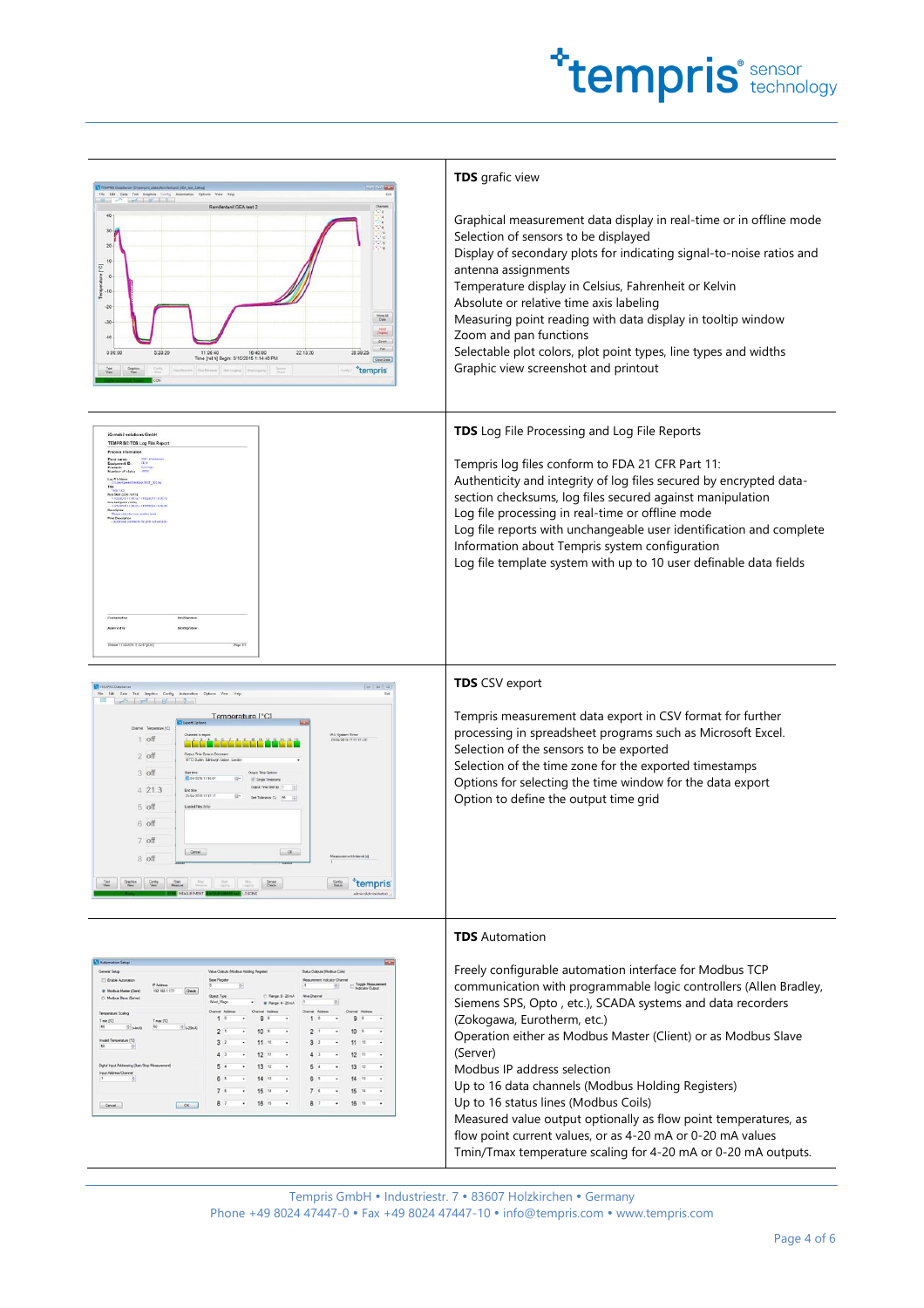## **TDS** grafic view

Graphical measurement data display in real-time or in offline mode
Selection of sensors to be displayed
Display of secondary plots for indicating signal-to-noise ratios and antenna assignments
Temperature display in Celsius, Fahrenheit or Kelvin
Absolute or relative time axis labeling
Measuring point reading with data display in tooltip window
Zoom and pan functions
Selectable plot colors, plot point types, line types and widths
Graphic view screenshot and printout

## **TDS** Log File Processing and Log File Reports

Tempris log files conform to FDA 21 CFR Part 11:
Authenticity and integrity of log files secured by encrypted data-section checksums, log files secured against manipulation
Log file processing in real-time or offline mode
Log file reports with unchangeable user identification and complete Information about Tempris system configuration
Log file template system with up to 10 user definable data fields

## **TDS** CSV export

Tempris measurement data export in CSV format for further processing in spreadsheet programs such as Microsoft Excel.
Selection of the sensors to be exported
Selection of the time zone for the exported timestamps
Options for selecting the time window for the data export
Option to define the output time grid

## **TDS** Automation

Freely configurable automation interface for Modbus TCP communication with programmable logic controllers (Allen Bradley, Siemens SPS, Opto , etc.), SCADA systems and data recorders (Zokogawa, Eurotherm, etc.)
Operation either as Modbus Master (Client) or as Modbus Slave (Server)
Modbus IP address selection
Up to 16 data channels (Modbus Holding Registers)
Up to 16 status lines (Modbus Coils)
Measured value output optionally as flow point temperatures, as flow point current values, or as 4-20 mA or 0-20 mA values
Tmin/Tmax temperature scaling for 4-20 mA or 0-20 mA outputs.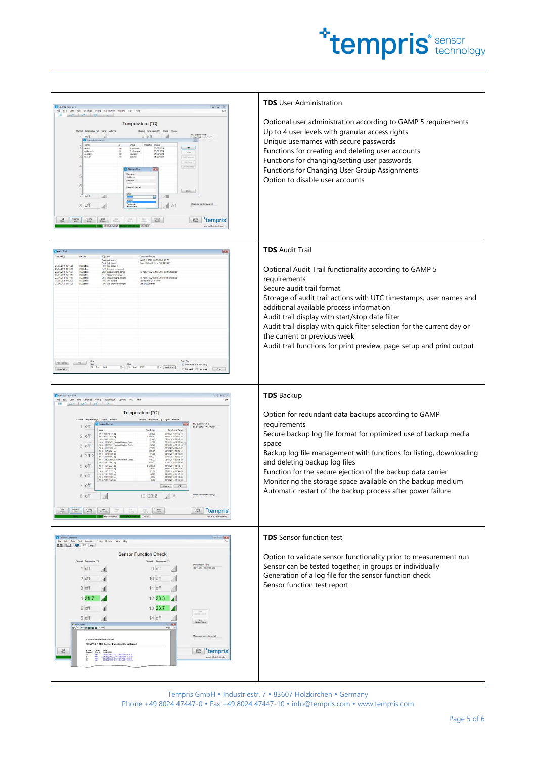**TDS** User Administration

Optional user administration according to GAMP 5 requirements
Up to 4 user levels with granular access rights
Unique usernames with secure passwords
Functions for creating and deleting user accounts
Functions for changing/setting user passwords
Functions for Changing User Group Assignments
Option to disable user accounts

**TDS** Audit Trail

Optional Audit Trail functionality according to GAMP 5 requirements
Secure audit trail format
Storage of audit trail actions with UTC timestamps, user names and additional available process information
Audit trail display with start/stop date filter
Audit trail display with quick filter selection for the current day or the current or previous week
Audit trail functions for print preview, page setup and print output

**TDS** Backup

Option for redundant data backups according to GAMP requirements
Secure backup log file format for optimized use of backup media space
Backup log file management with functions for listing, downloading and deleting backup log files
Function for the secure ejection of the backup data carrier
Monitoring the storage space available on the backup medium
Automatic restart of the backup process after power failure

**TDS** Sensor function test

Option to validate sensor functionality prior to measurement run
Sensor can be tested together, in groups or individually
Generation of a log file for the sensor function check
Sensor function test report

Tempris GmbH • Industriestr. 7 • 83607 Holzkirchen • Germany
Phone +49 8024 47447-0 • Fax +49 8024 47447-10 • info@tempris.com • www.tempris.com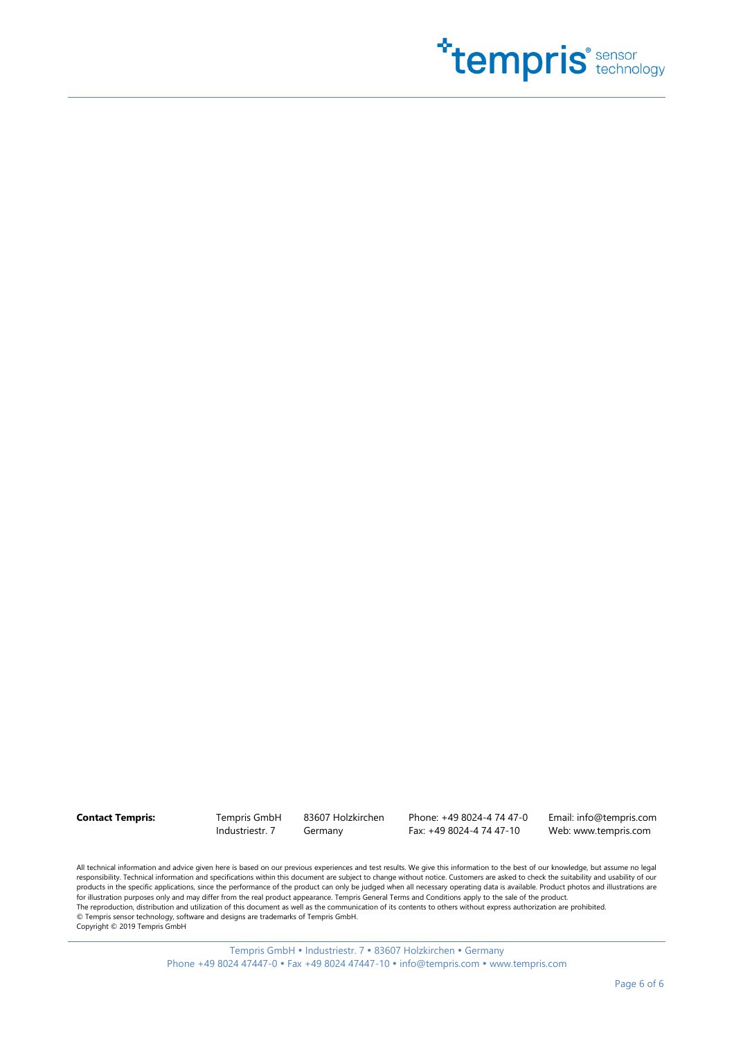| | | | | |
|---|---|---|---|---|
| **Contact Tempris:** | Tempris GmbH<br>Industriestr. 7 | 83607 Holzkirchen<br>Germany | Phone: +49 8024-4 74 47-0<br>Fax: +49 8024-4 74 47-10 | Email: info@tempris.com<br>Web: www.tempris.com |

All technical information and advice given here is based on our previous experiences and test results. We give this information to the best of our knowledge, but assume no legal responsibility. Technical information and specifications within this document are subject to change without notice. Customers are asked to check the suitability and usability of our products in the specific applications, since the performance of the product can only be judged when all necessary operating data is available. Product photos and illustrations are for illustration purposes only and may differ from the real product appearance. Tempris General Terms and Conditions apply to the sale of the product.
The reproduction, distribution and utilization of this document as well as the communication of its contents to others without express authorization are prohibited.
© Tempris sensor technology, software and designs are trademarks of Tempris GmbH.
Copyright © 2019 Tempris GmbH